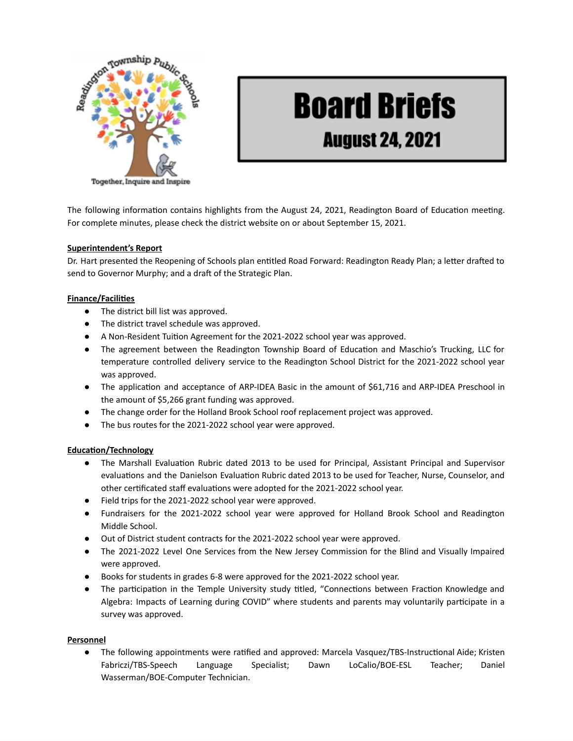# Board Briefs

## August 24, 2021

The following information contains highlights from the August 24, 2021, Readington Board of Education meeting. For complete minutes, please check the district website on or about September 15, 2021.

**Superintendent's Report**

Dr. Hart presented the Reopening of Schools plan entitled Road Forward: Readington Ready Plan; a letter drafted to send to Governor Murphy; and a draft of the Strategic Plan.

**Finance/Facilities**

- The district bill list was approved.
- The district travel schedule was approved.
- A Non-Resident Tuition Agreement for the 2021-2022 school year was approved.
- The agreement between the Readington Township Board of Education and Maschio's Trucking, LLC for temperature controlled delivery service to the Readington School District for the 2021-2022 school year was approved.
- The application and acceptance of ARP-IDEA Basic in the amount of $61,716 and ARP-IDEA Preschool in the amount of $5,266 grant funding was approved.
- The change order for the Holland Brook School roof replacement project was approved.
- The bus routes for the 2021-2022 school year were approved.

**Education/Technology**

- The Marshall Evaluation Rubric dated 2013 to be used for Principal, Assistant Principal and Supervisor evaluations and the Danielson Evaluation Rubric dated 2013 to be used for Teacher, Nurse, Counselor, and other certificated staff evaluations were adopted for the 2021-2022 school year.
- Field trips for the 2021-2022 school year were approved.
- Fundraisers for the 2021-2022 school year were approved for Holland Brook School and Readington Middle School.
- Out of District student contracts for the 2021-2022 school year were approved.
- The 2021-2022 Level One Services from the New Jersey Commission for the Blind and Visually Impaired were approved.
- Books for students in grades 6-8 were approved for the 2021-2022 school year.
- The participation in the Temple University study titled, "Connections between Fraction Knowledge and Algebra: Impacts of Learning during COVID" where students and parents may voluntarily participate in a survey was approved.

**Personnel**

- The following appointments were ratified and approved: Marcela Vasquez/TBS-Instructional Aide; Kristen Fabriczi/TBS-Speech Language Specialist; Dawn LoCalio/BOE-ESL Teacher; Daniel Wasserman/BOE-Computer Technician.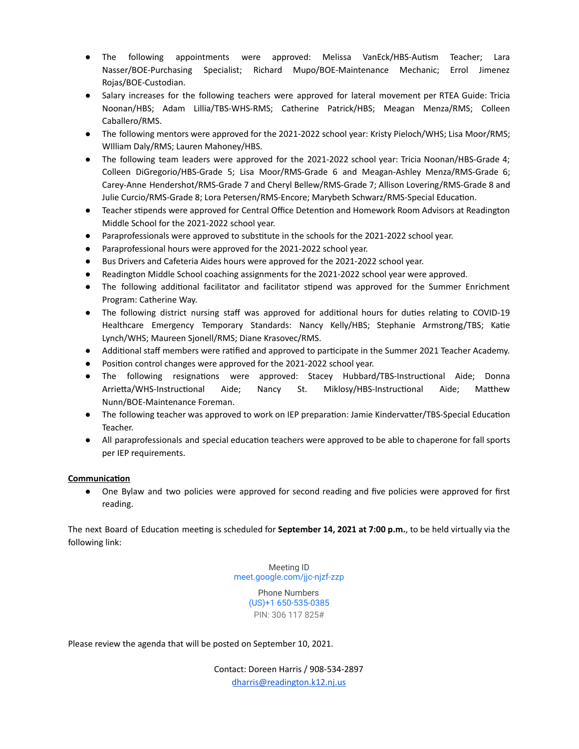- The following appointments were approved: Melissa VanEck/HBS-Autism Teacher; Lara Nasser/BOE-Purchasing Specialist; Richard Mupo/BOE-Maintenance Mechanic; Errol Jimenez Rojas/BOE-Custodian.
- Salary increases for the following teachers were approved for lateral movement per RTEA Guide: Tricia Noonan/HBS; Adam Lillia/TBS-WHS-RMS; Catherine Patrick/HBS; Meagan Menza/RMS; Colleen Caballero/RMS.
- The following mentors were approved for the 2021-2022 school year: Kristy Pieloch/WHS; Lisa Moor/RMS; WIlliam Daly/RMS; Lauren Mahoney/HBS.
- The following team leaders were approved for the 2021-2022 school year: Tricia Noonan/HBS-Grade 4; Colleen DiGregorio/HBS-Grade 5; Lisa Moor/RMS-Grade 6 and Meagan-Ashley Menza/RMS-Grade 6; Carey-Anne Hendershot/RMS-Grade 7 and Cheryl Bellew/RMS-Grade 7; Allison Lovering/RMS-Grade 8 and Julie Curcio/RMS-Grade 8; Lora Petersen/RMS-Encore; Marybeth Schwarz/RMS-Special Education.
- Teacher stipends were approved for Central Office Detention and Homework Room Advisors at Readington Middle School for the 2021-2022 school year.
- Paraprofessionals were approved to substitute in the schools for the 2021-2022 school year.
- Paraprofessional hours were approved for the 2021-2022 school year.
- Bus Drivers and Cafeteria Aides hours were approved for the 2021-2022 school year.
- Readington Middle School coaching assignments for the 2021-2022 school year were approved.
- The following additional facilitator and facilitator stipend was approved for the Summer Enrichment Program: Catherine Way.
- The following district nursing staff was approved for additional hours for duties relating to COVID-19 Healthcare Emergency Temporary Standards: Nancy Kelly/HBS; Stephanie Armstrong/TBS; Katie Lynch/WHS; Maureen Sjonell/RMS; Diane Krasovec/RMS.
- Additional staff members were ratified and approved to participate in the Summer 2021 Teacher Academy.
- Position control changes were approved for the 2021-2022 school year.
- The following resignations were approved: Stacey Hubbard/TBS-Instructional Aide; Donna Arrietta/WHS-Instructional Aide; Nancy St. Miklosy/HBS-Instructional Aide; Matthew Nunn/BOE-Maintenance Foreman.
- The following teacher was approved to work on IEP preparation: Jamie Kindervatter/TBS-Special Education Teacher.
- All paraprofessionals and special education teachers were approved to be able to chaperone for fall sports per IEP requirements.

**Communication**

- One Bylaw and two policies were approved for second reading and five policies were approved for first reading.

The next Board of Education meeting is scheduled for **September 14, 2021 at 7:00 p.m.**, to be held virtually via the following link:

Meeting ID
meet.google.com/jjc-njzf-zzp

Phone Numbers
(US)+1 650-535-0385
PIN: 306 117 825#

Please review the agenda that will be posted on September 10, 2021.

Contact: Doreen Harris / 908-534-2897
dharris@readington.k12.nj.us